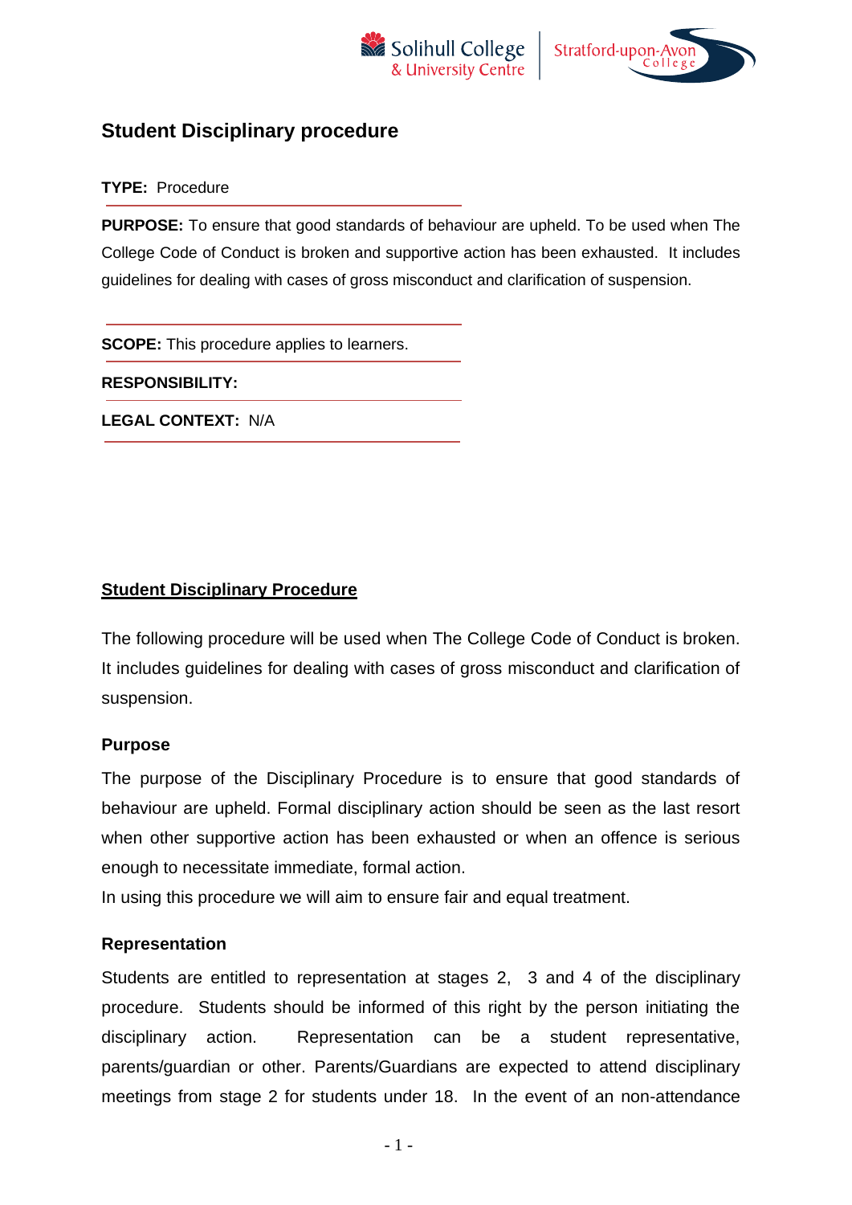# Student Disciplinary procedure

**TYPE:** Procedure

**PURPOSE:** To ensure that good standards of behaviour are upheld. To be used when The College Code of Conduct is broken and supportive action has been exhausted. It includes guidelines for dealing with cases of gross misconduct and clarification of suspension.

**SCOPE:** This procedure applies to learners.

**RESPONSIBILITY:**

**LEGAL CONTEXT:** N/A

## Student Disciplinary Procedure

The following procedure will be used when The College Code of Conduct is broken. It includes guidelines for dealing with cases of gross misconduct and clarification of suspension.

### Purpose

The purpose of the Disciplinary Procedure is to ensure that good standards of behaviour are upheld. Formal disciplinary action should be seen as the last resort when other supportive action has been exhausted or when an offence is serious enough to necessitate immediate, formal action.

In using this procedure we will aim to ensure fair and equal treatment.

### Representation

Students are entitled to representation at stages 2, 3 and 4 of the disciplinary procedure. Students should be informed of this right by the person initiating the disciplinary action. Representation can be a student representative, parents/guardian or other. Parents/Guardians are expected to attend disciplinary meetings from stage 2 for students under 18. In the event of an non-attendance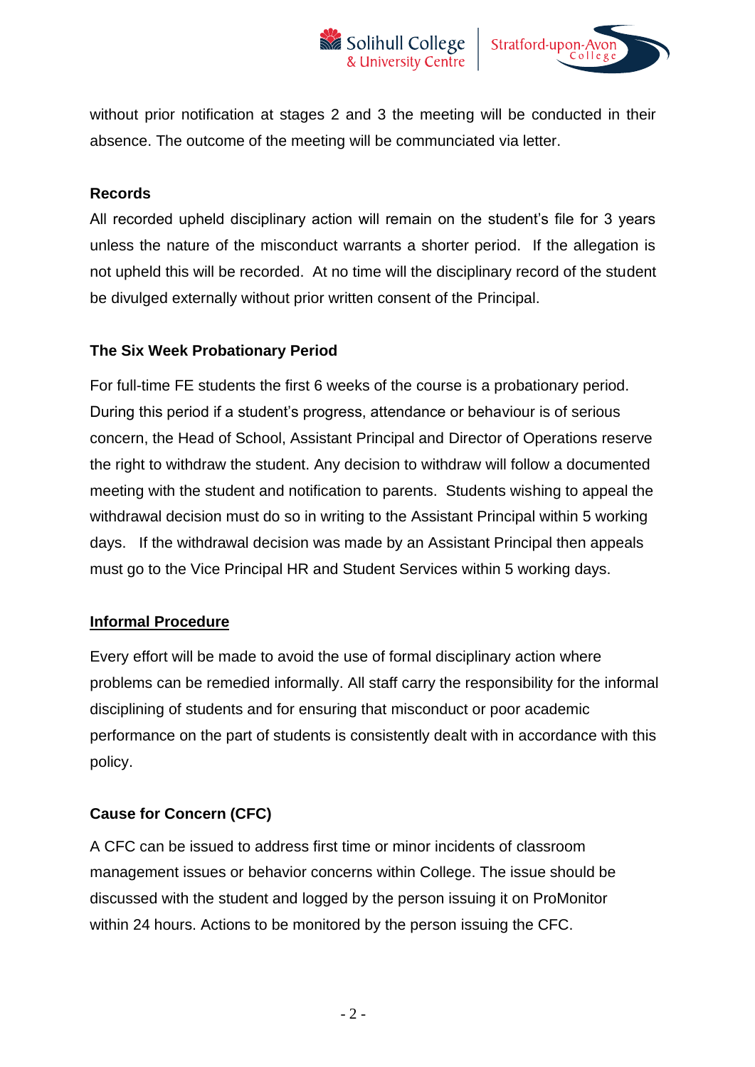without prior notification at stages 2 and 3 the meeting will be conducted in their absence. The outcome of the meeting will be communciated via letter.

**Records**

All recorded upheld disciplinary action will remain on the student's file for 3 years unless the nature of the misconduct warrants a shorter period. If the allegation is not upheld this will be recorded. At no time will the disciplinary record of the student be divulged externally without prior written consent of the Principal.

**The Six Week Probationary Period**

For full-time FE students the first 6 weeks of the course is a probationary period. During this period if a student's progress, attendance or behaviour is of serious concern, the Head of School, Assistant Principal and Director of Operations reserve the right to withdraw the student. Any decision to withdraw will follow a documented meeting with the student and notification to parents. Students wishing to appeal the withdrawal decision must do so in writing to the Assistant Principal within 5 working days. If the withdrawal decision was made by an Assistant Principal then appeals must go to the Vice Principal HR and Student Services within 5 working days.

## Informal Procedure

Every effort will be made to avoid the use of formal disciplinary action where problems can be remedied informally. All staff carry the responsibility for the informal disciplining of students and for ensuring that misconduct or poor academic performance on the part of students is consistently dealt with in accordance with this policy.

**Cause for Concern (CFC)**

A CFC can be issued to address first time or minor incidents of classroom management issues or behavior concerns within College. The issue should be discussed with the student and logged by the person issuing it on ProMonitor within 24 hours. Actions to be monitored by the person issuing the CFC.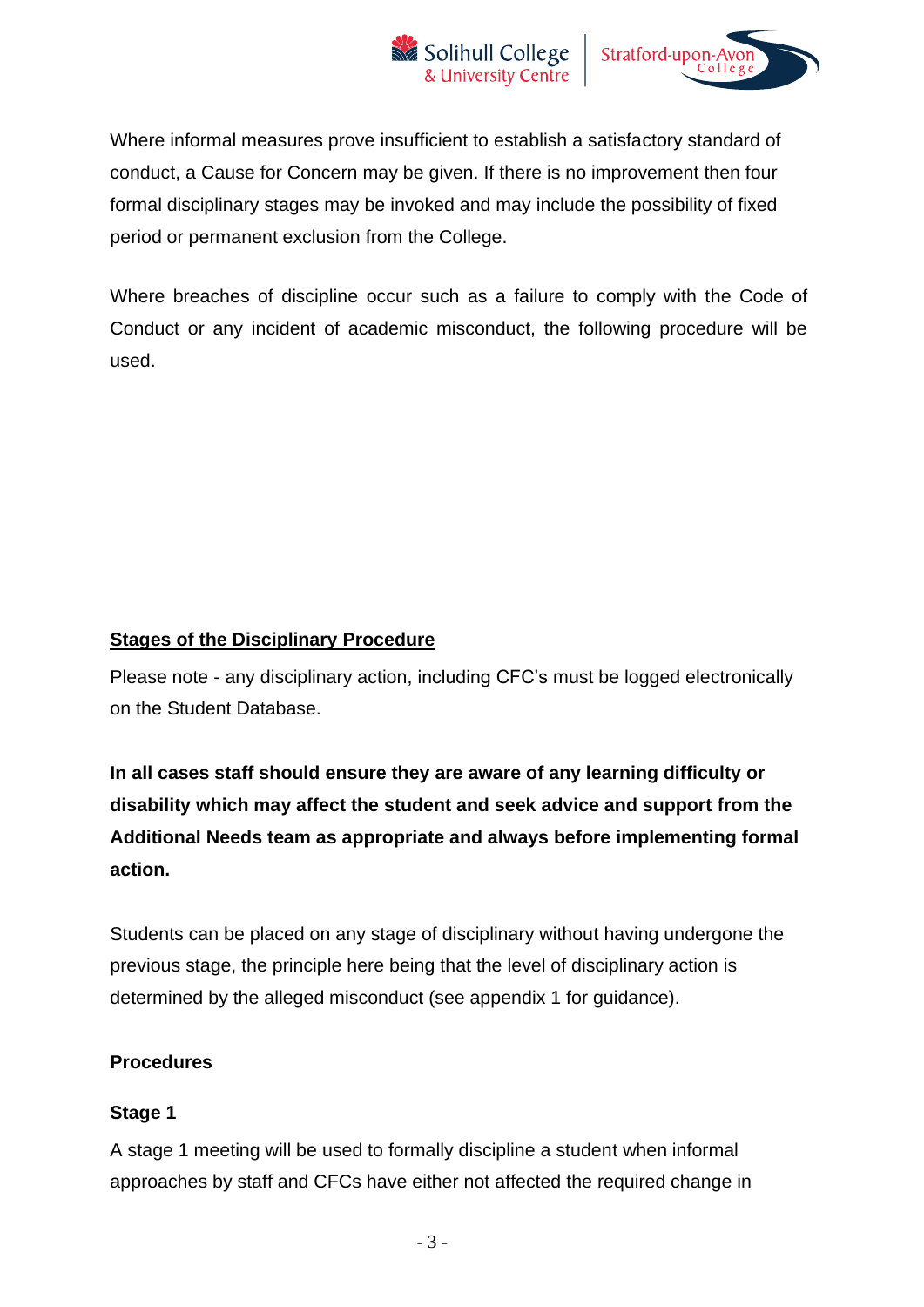Where informal measures prove insufficient to establish a satisfactory standard of conduct, a Cause for Concern may be given. If there is no improvement then four formal disciplinary stages may be invoked and may include the possibility of fixed period or permanent exclusion from the College.

Where breaches of discipline occur such as a failure to comply with the Code of Conduct or any incident of academic misconduct, the following procedure will be used.

## Stages of the Disciplinary Procedure

Please note - any disciplinary action, including CFC's must be logged electronically on the Student Database.

**In all cases staff should ensure they are aware of any learning difficulty or disability which may affect the student and seek advice and support from the Additional Needs team as appropriate and always before implementing formal action.**

Students can be placed on any stage of disciplinary without having undergone the previous stage, the principle here being that the level of disciplinary action is determined by the alleged misconduct (see appendix 1 for guidance).

### Procedures

#### Stage 1

A stage 1 meeting will be used to formally discipline a student when informal approaches by staff and CFCs have either not affected the required change in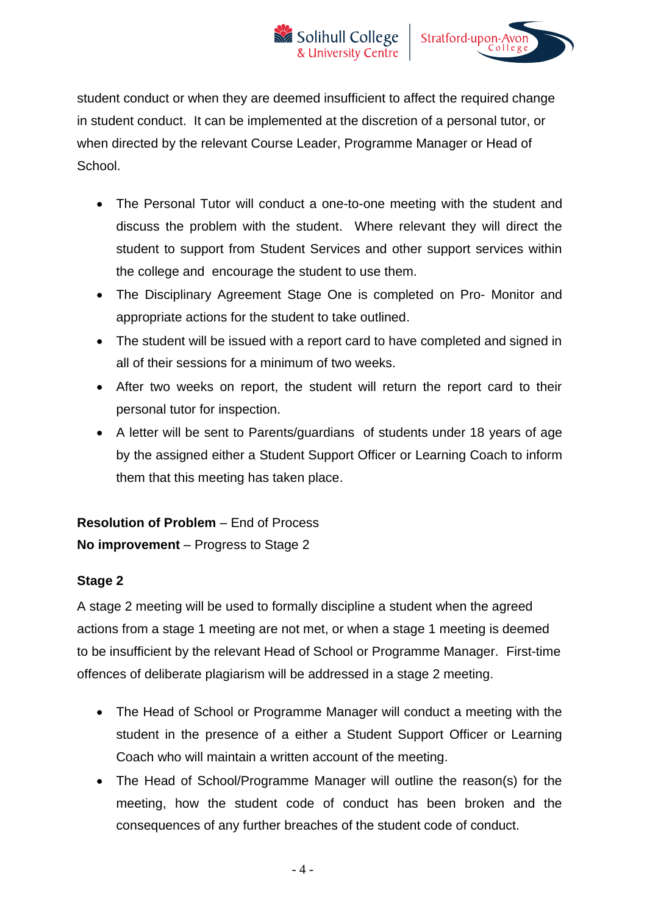student conduct or when they are deemed insufficient to affect the required change in student conduct. It can be implemented at the discretion of a personal tutor, or when directed by the relevant Course Leader, Programme Manager or Head of School.

- The Personal Tutor will conduct a one-to-one meeting with the student and discuss the problem with the student. Where relevant they will direct the student to support from Student Services and other support services within the college and encourage the student to use them.
- The Disciplinary Agreement Stage One is completed on Pro- Monitor and appropriate actions for the student to take outlined.
- The student will be issued with a report card to have completed and signed in all of their sessions for a minimum of two weeks.
- After two weeks on report, the student will return the report card to their personal tutor for inspection.
- A letter will be sent to Parents/guardians of students under 18 years of age by the assigned either a Student Support Officer or Learning Coach to inform them that this meeting has taken place.

**Resolution of Problem** – End of Process
**No improvement** – Progress to Stage 2

**Stage 2**

A stage 2 meeting will be used to formally discipline a student when the agreed actions from a stage 1 meeting are not met, or when a stage 1 meeting is deemed to be insufficient by the relevant Head of School or Programme Manager. First-time offences of deliberate plagiarism will be addressed in a stage 2 meeting.

- The Head of School or Programme Manager will conduct a meeting with the student in the presence of a either a Student Support Officer or Learning Coach who will maintain a written account of the meeting.
- The Head of School/Programme Manager will outline the reason(s) for the meeting, how the student code of conduct has been broken and the consequences of any further breaches of the student code of conduct.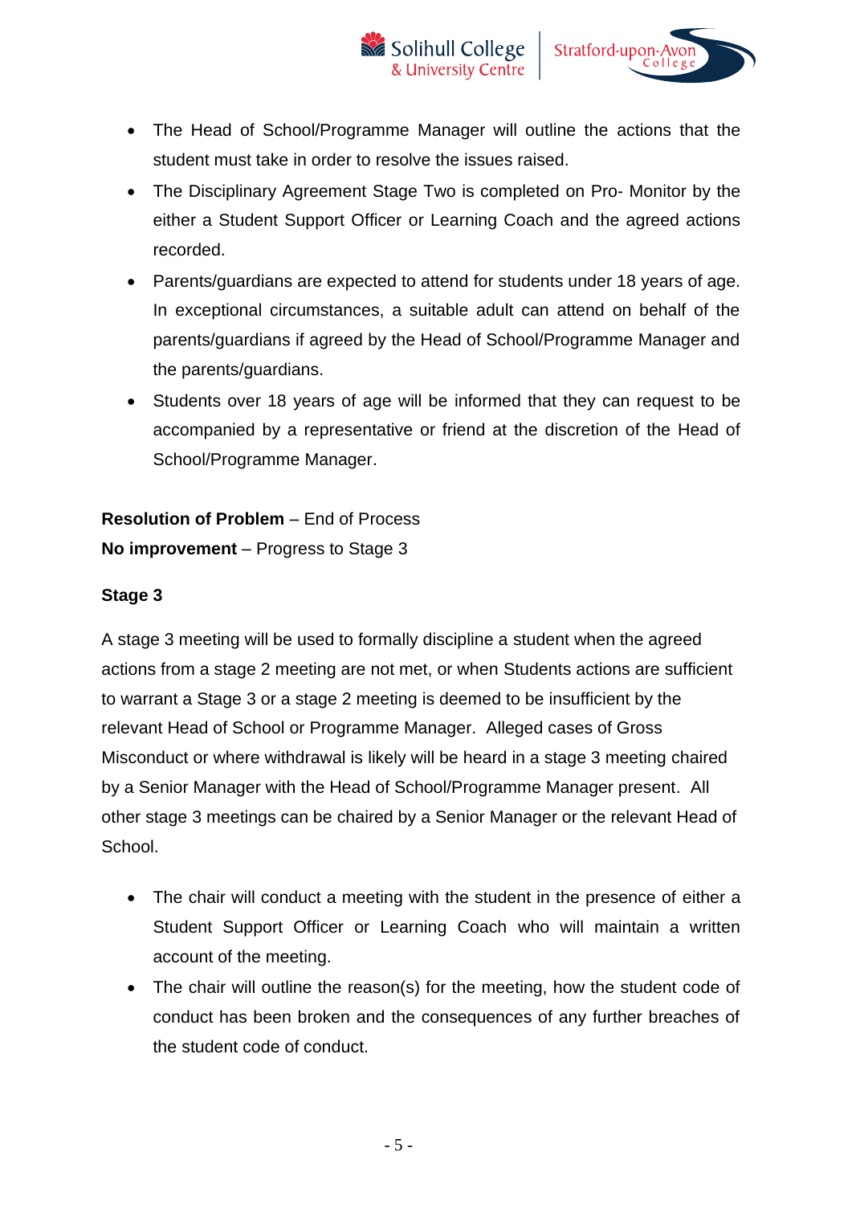- The Head of School/Programme Manager will outline the actions that the student must take in order to resolve the issues raised.
- The Disciplinary Agreement Stage Two is completed on Pro- Monitor by the either a Student Support Officer or Learning Coach and the agreed actions recorded.
- Parents/guardians are expected to attend for students under 18 years of age. In exceptional circumstances, a suitable adult can attend on behalf of the parents/guardians if agreed by the Head of School/Programme Manager and the parents/guardians.
- Students over 18 years of age will be informed that they can request to be accompanied by a representative or friend at the discretion of the Head of School/Programme Manager.

**Resolution of Problem** – End of Process
**No improvement** – Progress to Stage 3

**Stage 3**

A stage 3 meeting will be used to formally discipline a student when the agreed actions from a stage 2 meeting are not met, or when Students actions are sufficient to warrant a Stage 3 or a stage 2 meeting is deemed to be insufficient by the relevant Head of School or Programme Manager. Alleged cases of Gross Misconduct or where withdrawal is likely will be heard in a stage 3 meeting chaired by a Senior Manager with the Head of School/Programme Manager present. All other stage 3 meetings can be chaired by a Senior Manager or the relevant Head of School.

- The chair will conduct a meeting with the student in the presence of either a Student Support Officer or Learning Coach who will maintain a written account of the meeting.
- The chair will outline the reason(s) for the meeting, how the student code of conduct has been broken and the consequences of any further breaches of the student code of conduct.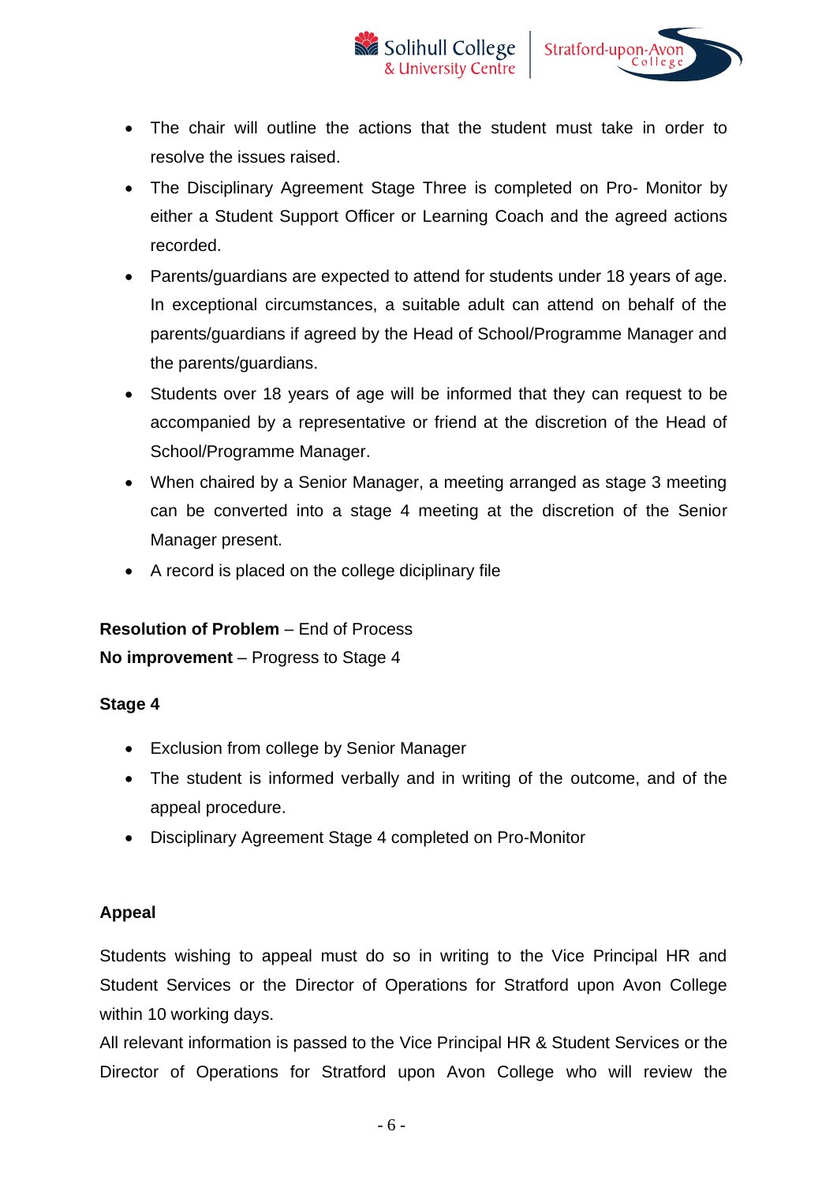- The chair will outline the actions that the student must take in order to resolve the issues raised.
- The Disciplinary Agreement Stage Three is completed on Pro- Monitor by either a Student Support Officer or Learning Coach and the agreed actions recorded.
- Parents/guardians are expected to attend for students under 18 years of age. In exceptional circumstances, a suitable adult can attend on behalf of the parents/guardians if agreed by the Head of School/Programme Manager and the parents/guardians.
- Students over 18 years of age will be informed that they can request to be accompanied by a representative or friend at the discretion of the Head of School/Programme Manager.
- When chaired by a Senior Manager, a meeting arranged as stage 3 meeting can be converted into a stage 4 meeting at the discretion of the Senior Manager present.
- A record is placed on the college diciplinary file

**Resolution of Problem** – End of Process
**No improvement** – Progress to Stage 4

**Stage 4**

- Exclusion from college by Senior Manager
- The student is informed verbally and in writing of the outcome, and of the appeal procedure.
- Disciplinary Agreement Stage 4 completed on Pro-Monitor

**Appeal**

Students wishing to appeal must do so in writing to the Vice Principal HR and Student Services or the Director of Operations for Stratford upon Avon College within 10 working days.
All relevant information is passed to the Vice Principal HR & Student Services or the Director of Operations for Stratford upon Avon College who will review the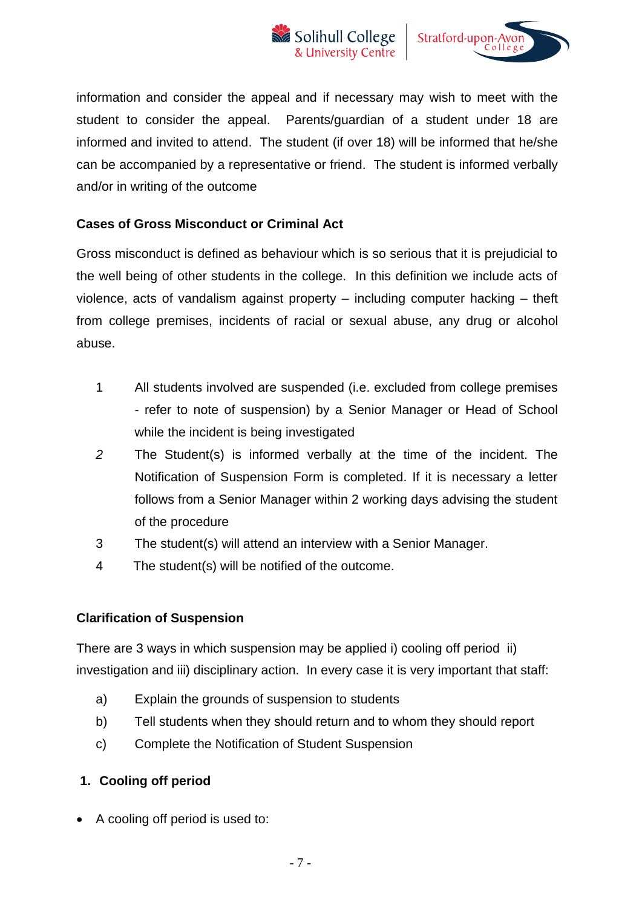information and consider the appeal and if necessary may wish to meet with the student to consider the appeal.  Parents/guardian of a student under 18 are informed and invited to attend.  The student (if over 18) will be informed that he/she can be accompanied by a representative or friend.  The student is informed verbally and/or in writing of the outcome

**Cases of Gross Misconduct or Criminal Act**

Gross misconduct is defined as behaviour which is so serious that it is prejudicial to the well being of other students in the college.  In this definition we include acts of violence, acts of vandalism against property – including computer hacking – theft from college premises, incidents of racial or sexual abuse, any drug or alcohol abuse.

1. All students involved are suspended (i.e. excluded from college premises - refer to note of suspension) by a Senior Manager or Head of School while the incident is being investigated
2. The Student(s) is informed verbally at the time of the incident. The Notification of Suspension Form is completed. If it is necessary a letter follows from a Senior Manager within 2 working days advising the student of the procedure
3. The student(s) will attend an interview with a Senior Manager.
4. The student(s) will be notified of the outcome.

**Clarification of Suspension**

There are 3 ways in which suspension may be applied i) cooling off period  ii) investigation and iii) disciplinary action.  In every case it is very important that staff:

a) Explain the grounds of suspension to students
b) Tell students when they should return and to whom they should report
c) Complete the Notification of Student Suspension

**1. Cooling off period**

- A cooling off period is used to: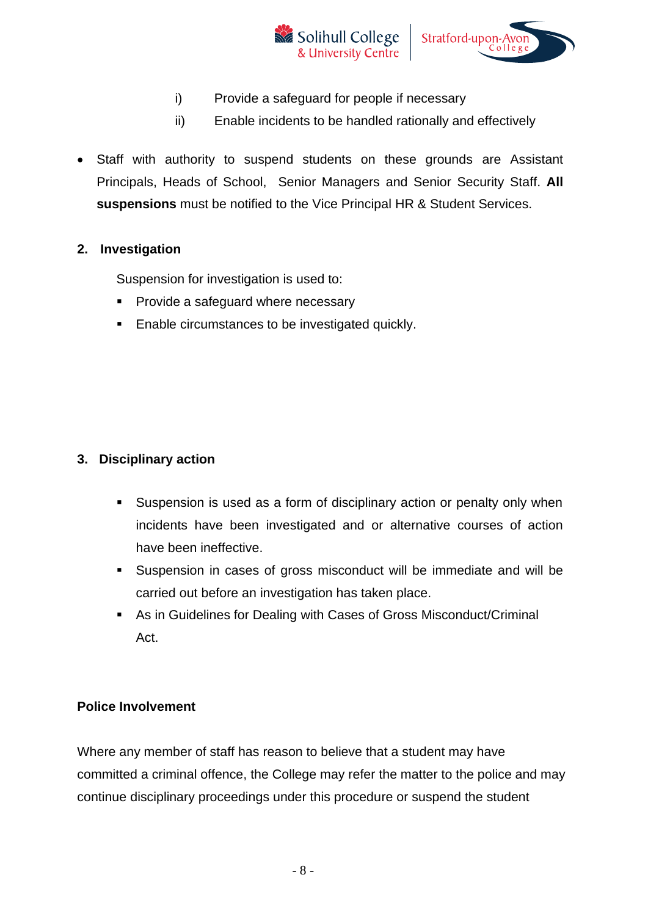i) Provide a safeguard for people if necessary

ii) Enable incidents to be handled rationally and effectively

- Staff with authority to suspend students on these grounds are Assistant Principals, Heads of School, Senior Managers and Senior Security Staff. **All suspensions** must be notified to the Vice Principal HR & Student Services.

**2. Investigation**

Suspension for investigation is used to:

- Provide a safeguard where necessary
- Enable circumstances to be investigated quickly.

**3. Disciplinary action**

- Suspension is used as a form of disciplinary action or penalty only when incidents have been investigated and or alternative courses of action have been ineffective.
- Suspension in cases of gross misconduct will be immediate and will be carried out before an investigation has taken place.
- As in Guidelines for Dealing with Cases of Gross Misconduct/Criminal Act.

**Police Involvement**

Where any member of staff has reason to believe that a student may have committed a criminal offence, the College may refer the matter to the police and may continue disciplinary proceedings under this procedure or suspend the student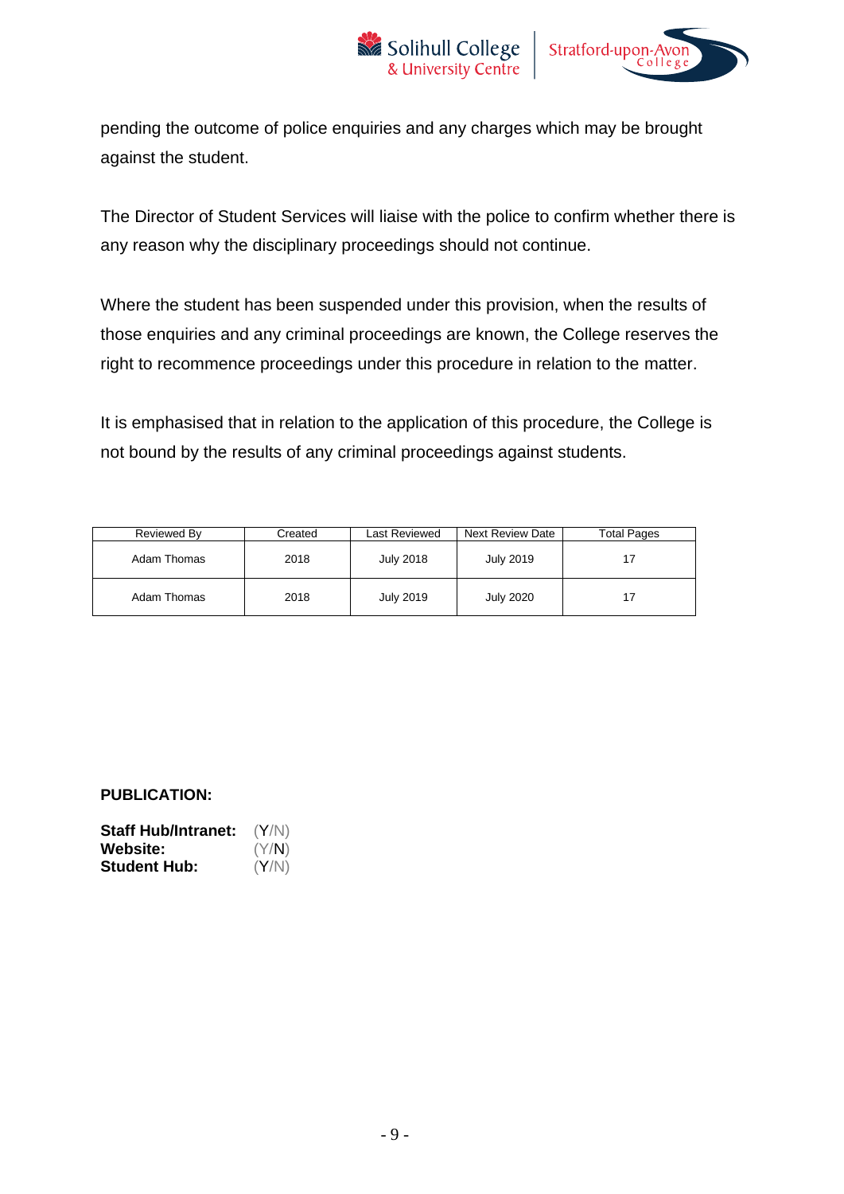pending the outcome of police enquiries and any charges which may be brought against the student.

The Director of Student Services will liaise with the police to confirm whether there is any reason why the disciplinary proceedings should not continue.

Where the student has been suspended under this provision, when the results of those enquiries and any criminal proceedings are known, the College reserves the right to recommence proceedings under this procedure in relation to the matter.

It is emphasised that in relation to the application of this procedure, the College is not bound by the results of any criminal proceedings against students.

| Reviewed By | Created | Last Reviewed | Next Review Date | Total Pages |
|---|---|---|---|---|
| Adam Thomas | 2018 | July 2018 | July 2019 | 17 |
| Adam Thomas | 2018 | July 2019 | July 2020 | 17 |

**PUBLICATION:**

**Staff Hub/Intranet:** (Y/N)
**Website:** (Y/N)
**Student Hub:** (Y/N)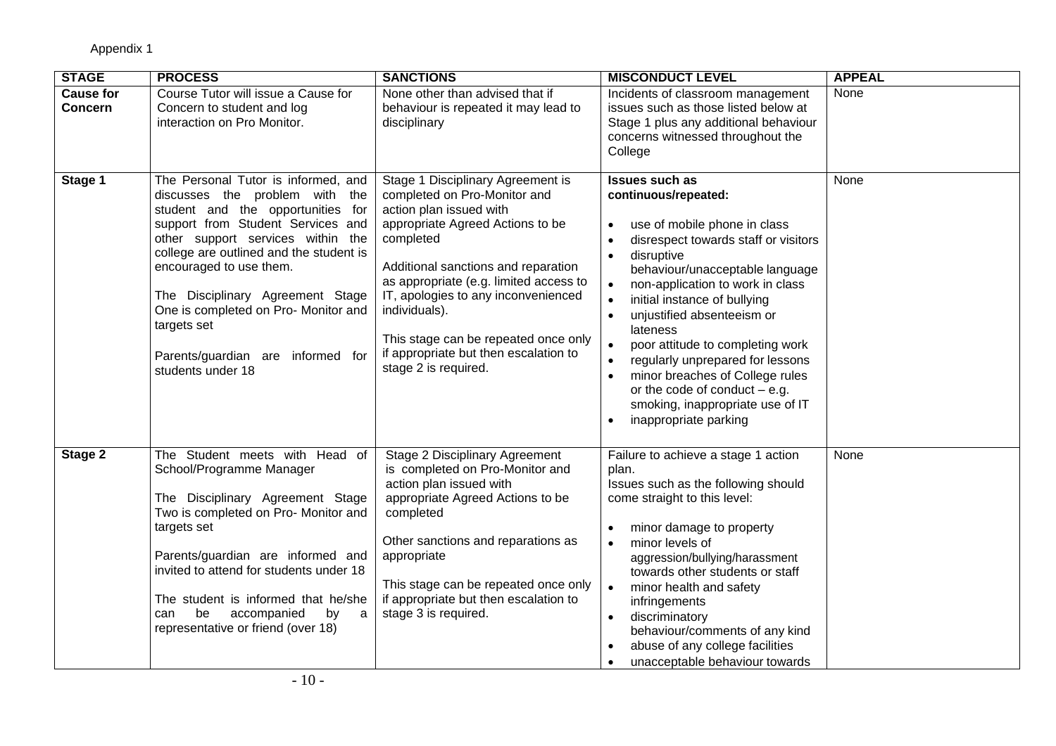Appendix 1

| STAGE | PROCESS | SANCTIONS | MISCONDUCT LEVEL | APPEAL |
|---|---|---|---|---|
| **Cause for Concern** | Course Tutor will issue a Cause for Concern to student and log interaction on Pro Monitor. | None other than advised that if behaviour is repeated it may lead to disciplinary | Incidents of classroom management issues such as those listed below at Stage 1 plus any additional behaviour concerns witnessed throughout the College | None |
| **Stage 1** | The Personal Tutor is informed, and discusses the problem with the student and the opportunities for support from Student Services and other support services within the college are outlined and the student is encouraged to use them.<br><br>The Disciplinary Agreement Stage One is completed on Pro- Monitor and targets set<br><br>Parents/guardian are informed for students under 18 | Stage 1 Disciplinary Agreement is completed on Pro-Monitor and action plan issued with appropriate Agreed Actions to be completed<br><br>Additional sanctions and reparation as appropriate (e.g. limited access to IT, apologies to any inconvenienced individuals).<br><br>This stage can be repeated once only if appropriate but then escalation to stage 2 is required. | **Issues such as continuous/repeated:**<br><br>• use of mobile phone in class<br>• disrespect towards staff or visitors<br>• disruptive behaviour/unacceptable language<br>• non-application to work in class<br>• initial instance of bullying<br>• unjustified absenteeism or lateness<br>• poor attitude to completing work<br>• regularly unprepared for lessons<br>• minor breaches of College rules or the code of conduct – e.g. smoking, inappropriate use of IT<br>• inappropriate parking | None |
| **Stage 2** | The Student meets with Head of School/Programme Manager<br><br>The Disciplinary Agreement Stage Two is completed on Pro- Monitor and targets set<br><br>Parents/guardian are informed and invited to attend for students under 18<br><br>The student is informed that he/she can be accompanied by a representative or friend (over 18) | Stage 2 Disciplinary Agreement is completed on Pro-Monitor and action plan issued with appropriate Agreed Actions to be completed<br><br>Other sanctions and reparations as appropriate<br><br>This stage can be repeated once only if appropriate but then escalation to stage 3 is required. | Failure to achieve a stage 1 action plan.<br>Issues such as the following should come straight to this level:<br><br>• minor damage to property<br>• minor levels of aggression/bullying/harassment towards other students or staff<br>• minor health and safety infringements<br>• discriminatory behaviour/comments of any kind<br>• abuse of any college facilities<br>• unacceptable behaviour towards | None |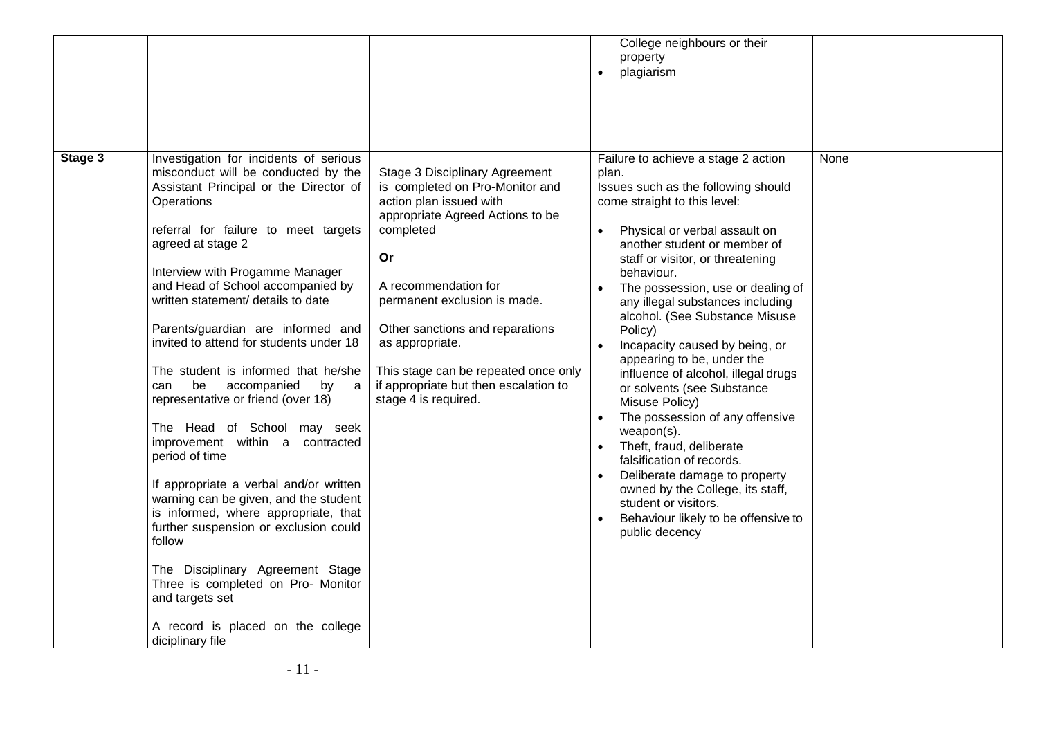| | | | | |
|---|---|---|---|---|
| | | | College neighbours or their property<br>• plagiarism | |
| **Stage 3** | Investigation for incidents of serious misconduct will be conducted by the Assistant Principal or the Director of Operations<br><br>referral for failure to meet targets agreed at stage 2<br><br>Interview with Progamme Manager and Head of School accompanied by written statement/ details to date<br><br>Parents/guardian are informed and invited to attend for students under 18<br><br>The student is informed that he/she can be accompanied by a representative or friend (over 18)<br><br>The Head of School may seek improvement within a contracted period of time<br><br>If appropriate a verbal and/or written warning can be given, and the student is informed, where appropriate, that further suspension or exclusion could follow<br><br>The Disciplinary Agreement Stage Three is completed on Pro- Monitor and targets set<br><br>A record is placed on the college diciplinary file | Stage 3 Disciplinary Agreement is completed on Pro-Monitor and action plan issued with appropriate Agreed Actions to be completed<br><br>**Or**<br><br>A recommendation for permanent exclusion is made.<br><br>Other sanctions and reparations as appropriate.<br><br>This stage can be repeated once only if appropriate but then escalation to stage 4 is required. | Failure to achieve a stage 2 action plan.<br>Issues such as the following should come straight to this level:<br><br>• Physical or verbal assault on another student or member of staff or visitor, or threatening behaviour.<br>• The possession, use or dealing of any illegal substances including alcohol. (See Substance Misuse Policy)<br>• Incapacity caused by being, or appearing to be, under the influence of alcohol, illegal drugs or solvents (see Substance Misuse Policy)<br>• The possession of any offensive weapon(s).<br>• Theft, fraud, deliberate falsification of records.<br>• Deliberate damage to property owned by the College, its staff, student or visitors.<br>• Behaviour likely to be offensive to public decency | None |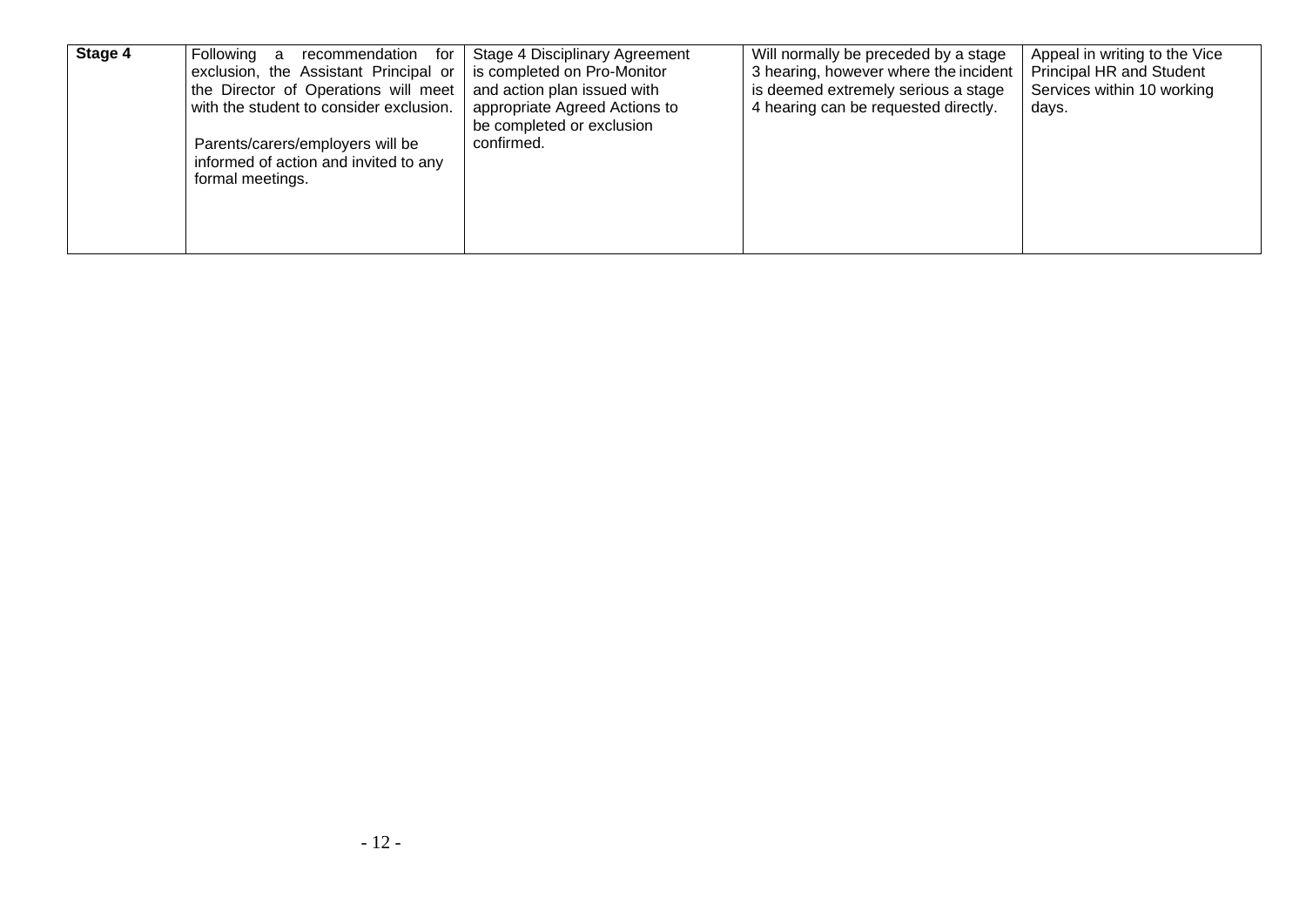| **Stage 4** | Following a recommendation for exclusion, the Assistant Principal or the Director of Operations will meet with the student to consider exclusion.<br><br>Parents/carers/employers will be informed of action and invited to any formal meetings. | Stage 4 Disciplinary Agreement is completed on Pro-Monitor and action plan issued with appropriate Agreed Actions to be completed or exclusion confirmed. | Will normally be preceded by a stage 3 hearing, however where the incident is deemed extremely serious a stage 4 hearing can be requested directly. | Appeal in writing to the Vice Principal HR and Student Services within 10 working days. |
|---|---|---|---|---|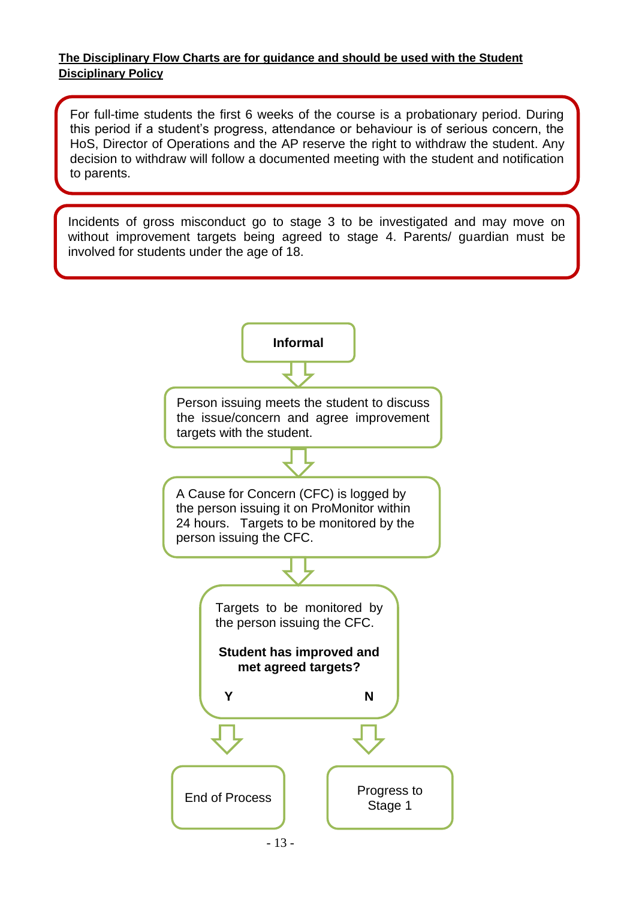**The Disciplinary Flow Charts are for guidance and should be used with the Student Disciplinary Policy**

For full-time students the first 6 weeks of the course is a probationary period. During this period if a student's progress, attendance or behaviour is of serious concern, the HoS, Director of Operations and the AP reserve the right to withdraw the student. Any decision to withdraw will follow a documented meeting with the student and notification to parents.

Incidents of gross misconduct go to stage 3 to be investigated and may move on without improvement targets being agreed to stage 4. Parents/ guardian must be involved for students under the age of 18.

**Informal**

↓

Person issuing meets the student to discuss the issue/concern and agree improvement targets with the student.

↓

A Cause for Concern (CFC) is logged by the person issuing it on ProMonitor within 24 hours. Targets to be monitored by the person issuing the CFC.

↓

Targets to be monitored by the person issuing the CFC.

**Student has improved and met agreed targets?**

- **Y** → End of Process
- **N** → Progress to Stage 1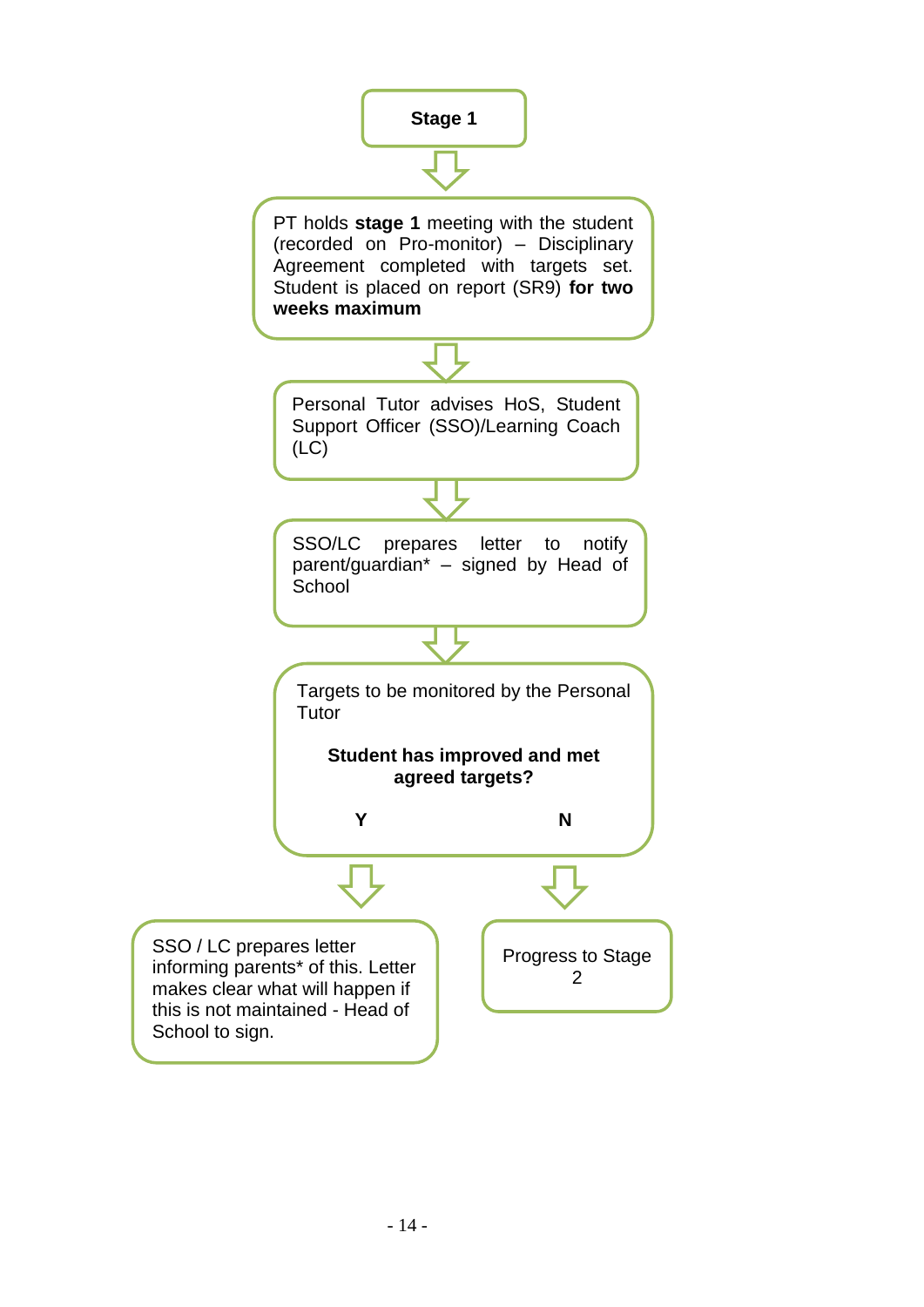**Stage 1**

↓

PT holds **stage 1** meeting with the student (recorded on Pro-monitor) – Disciplinary Agreement completed with targets set. Student is placed on report (SR9) **for two weeks maximum**

↓

Personal Tutor advises HoS, Student Support Officer (SSO)/Learning Coach (LC)

↓

SSO/LC prepares letter to notify parent/guardian* – signed by Head of School

↓

Targets to be monitored by the Personal Tutor

**Student has improved and met agreed targets?**

**Y** → SSO / LC prepares letter informing parents* of this. Letter makes clear what will happen if this is not maintained - Head of School to sign.

**N** → Progress to Stage 2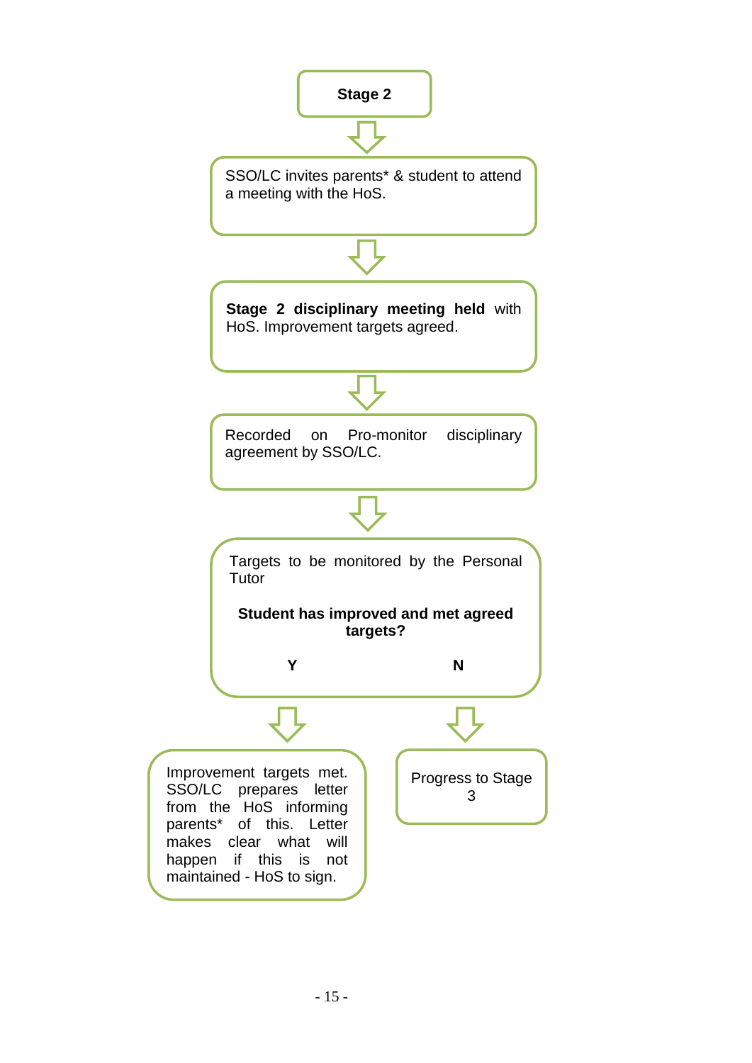**Stage 2**

↓

SSO/LC invites parents* & student to attend a meeting with the HoS.

↓

**Stage 2 disciplinary meeting held** with HoS. Improvement targets agreed.

↓

Recorded on Pro-monitor disciplinary agreement by SSO/LC.

↓

Targets to be monitored by the Personal Tutor

**Student has improved and met agreed targets?**

**Y** / **N**

**Y** ↓

Improvement targets met. SSO/LC prepares letter from the HoS informing parents* of this. Letter makes clear what will happen if this is not maintained - HoS to sign.

**N** ↓

Progress to Stage 3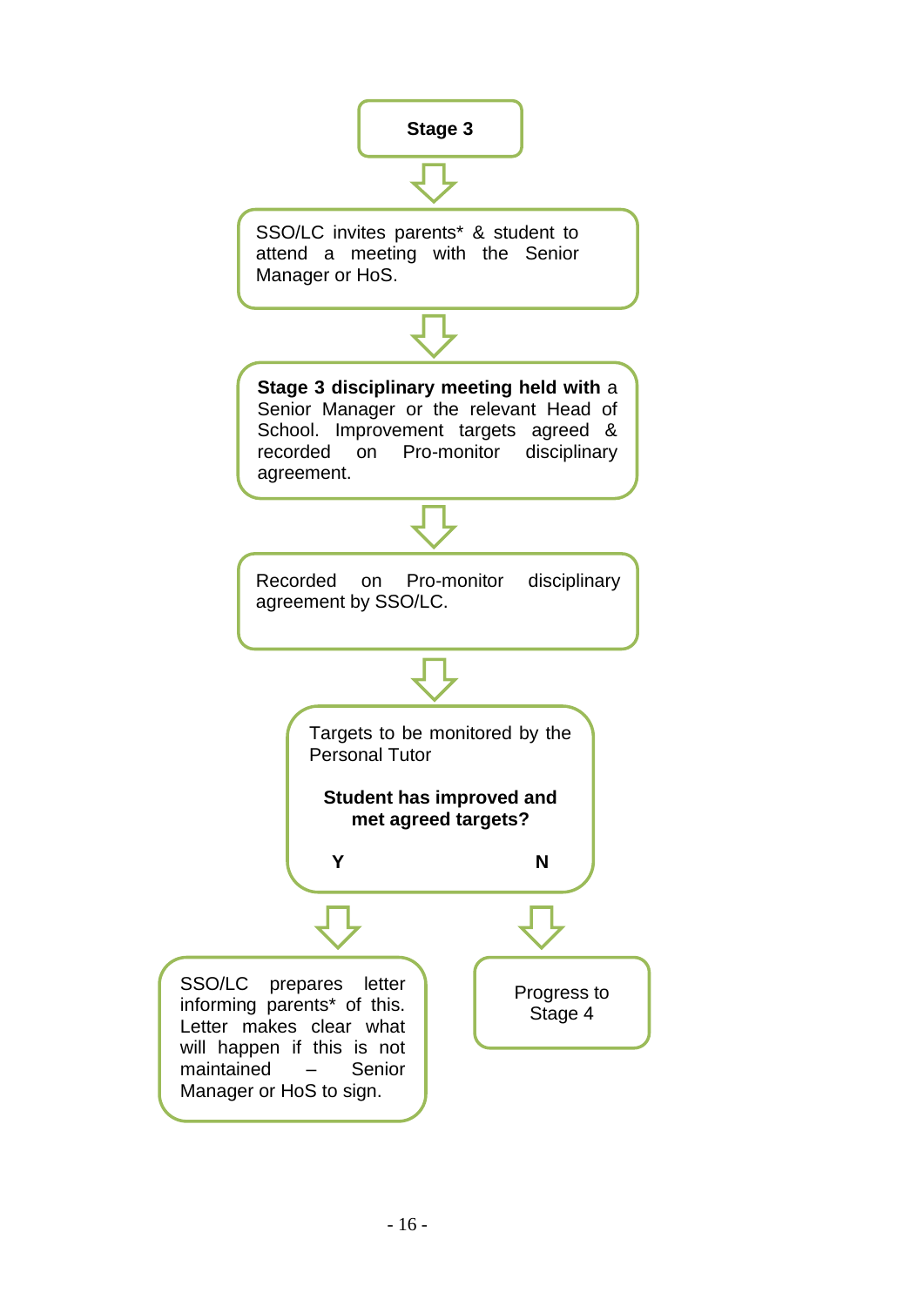**Stage 3**

↓

SSO/LC invites parents* & student to attend a meeting with the Senior Manager or HoS.

↓

**Stage 3 disciplinary meeting held with** a Senior Manager or the relevant Head of School. Improvement targets agreed & recorded on Pro-monitor disciplinary agreement.

↓

Recorded on Pro-monitor disciplinary agreement by SSO/LC.

↓

Targets to be monitored by the Personal Tutor

**Student has improved and met agreed targets?**

**Y** | **N**

**Y** ↓

SSO/LC prepares letter informing parents* of this. Letter makes clear what will happen if this is not maintained – Senior Manager or HoS to sign.

**N** ↓

Progress to Stage 4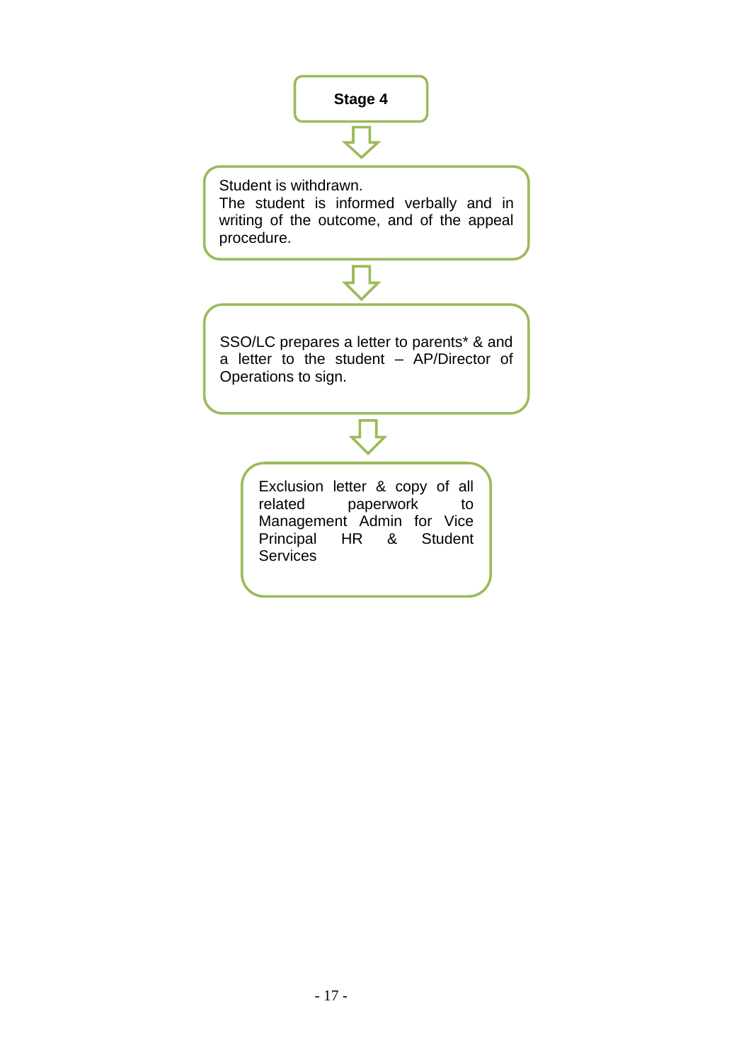**Stage 4**

↓

Student is withdrawn.
The student is informed verbally and in writing of the outcome, and of the appeal procedure.

↓

SSO/LC prepares a letter to parents* & and a letter to the student – AP/Director of Operations to sign.

↓

Exclusion letter & copy of all related paperwork to Management Admin for Vice Principal HR & Student Services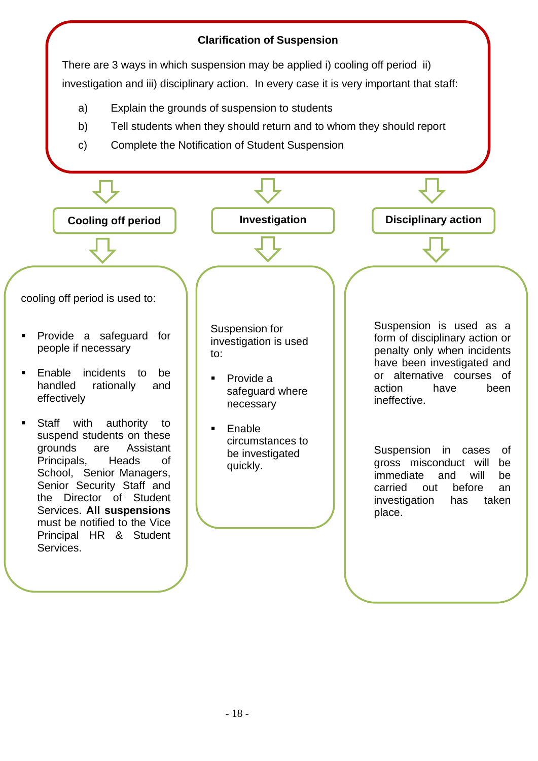## Clarification of Suspension

There are 3 ways in which suspension may be applied i) cooling off period ii) investigation and iii) disciplinary action. In every case it is very important that staff:

a) Explain the grounds of suspension to students
b) Tell students when they should return and to whom they should report
c) Complete the Notification of Student Suspension

### Cooling off period

cooling off period is used to:

- Provide a safeguard for people if necessary
- Enable incidents to be handled rationally and effectively
- Staff with authority to suspend students on these grounds are Assistant Principals, Heads of School, Senior Managers, Senior Security Staff and the Director of Student Services. **All suspensions** must be notified to the Vice Principal HR & Student Services.

### Investigation

Suspension for investigation is used to:

- Provide a safeguard where necessary
- Enable circumstances to be investigated quickly.

### Disciplinary action

Suspension is used as a form of disciplinary action or penalty only when incidents have been investigated and or alternative courses of action have been ineffective.

Suspension in cases of gross misconduct will be immediate and will be carried out before an investigation has taken place.